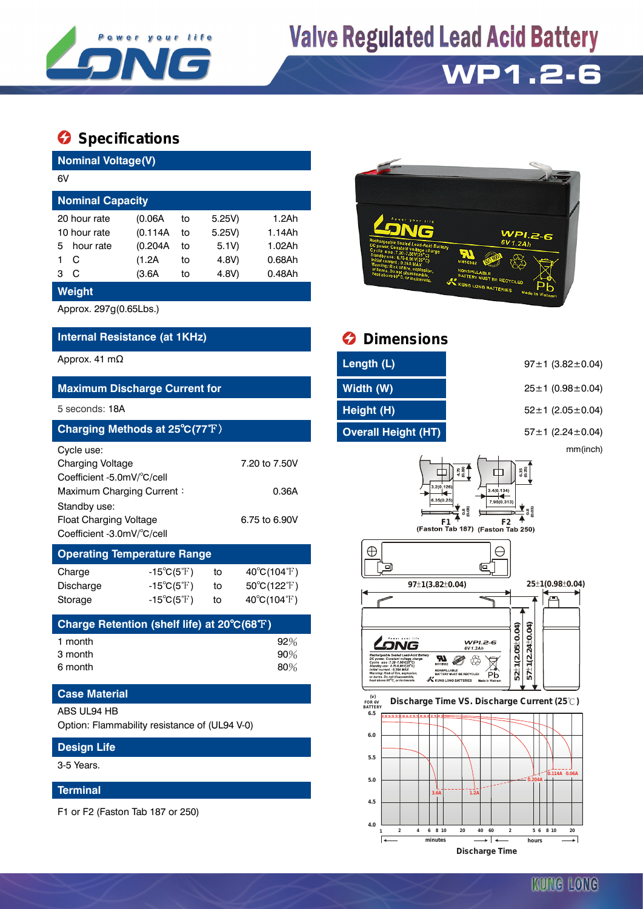# Valve Regulated Lead Acid Battery

## WP1.2-6

## Specifications

### Nominal Voltage(V)

6V

### Nominal Capacity

| | | | | |
|---|---|---|---|---|
| 20 hour rate | (0.06A | to | 5.25V) | 1.2Ah |
| 10 hour rate | (0.114A | to | 5.25V) | 1.14Ah |
| 5 hour rate | (0.204A | to | 5.1V) | 1.02Ah |
| 1 C | (1.2A | to | 4.8V) | 0.68Ah |
| 3 C | (3.6A | to | 4.8V) | 0.48Ah |

### Weight

Approx. 297g(0.65Lbs.)

### Internal Resistance (at 1KHz)

Approx. 41 mΩ

### Maximum Discharge Current for

5 seconds: 18A

### Charging Methods at 25℃(77℉)

Cycle use:

| | |
|---|---|
| Charging Voltage | 7.20 to 7.50V |
| Coefficient -5.0mV/℃/cell | |
| Maximum Charging Current： | 0.36A |

Standby use:

| | |
|---|---|
| Float Charging Voltage | 6.75 to 6.90V |
| Coefficient -3.0mV/℃/cell | |

### Operating Temperature Range

| | | | |
|---|---|---|---|
| Charge | -15℃(5℉) | to | 40℃(104℉) |
| Discharge | -15℃(5℉) | to | 50℃(122℉) |
| Storage | -15℃(5℉) | to | 40℃(104℉) |

### Charge Retention (shelf life) at 20℃(68℉)

| | |
|---|---|
| 1 month | 92% |
| 3 month | 90% |
| 6 month | 80% |

### Case Material

ABS UL94 HB

Option: Flammability resistance of (UL94 V-0)

### Design Life

3-5 Years.

### Terminal

F1 or F2 (Faston Tab 187 or 250)

## Dimensions

| | |
|---|---|
| Length (L) | 97±1 (3.82±0.04) |
| Width (W) | 25±1 (0.98±0.04) |
| Height (H) | 52±1 (2.05±0.04) |
| Overall Height (HT) | 57±1 (2.24±0.04) |

mm(inch)

F1 (Faston Tab 187) F2 (Faston Tab 250)

Discharge Time VS. Discharge Current (25℃)

Discharge Time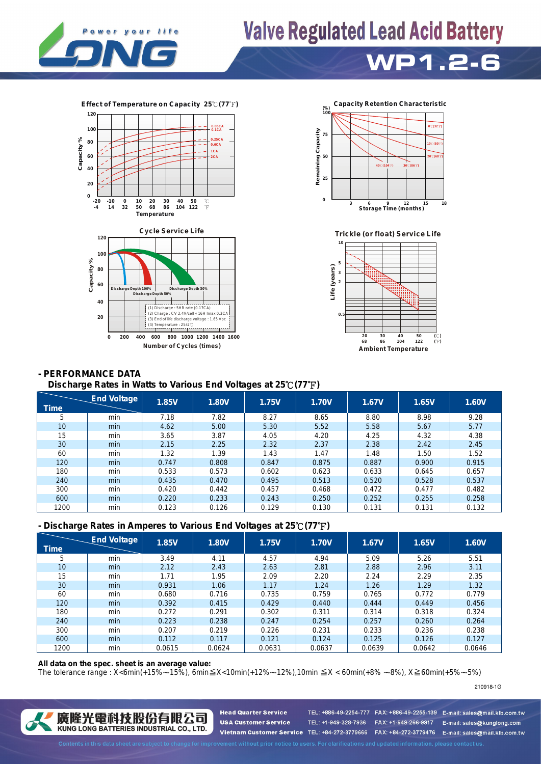# Valve Regulated Lead Acid Battery

## WP1.2-6

**Effect of Temperature on Capacity 25℃(77℉)**

Capacity %

120
100
80
60
40
20
0

0.05CA
0.1CA
0.25CA
0.6CA
1CA
2CA

-20 -10 0 10 20 30 40 50 ℃
-4 14 32 50 68 86 104 122 ℉

Temperature

**Capacity Retention Characteristic**

(%)
100
75
50
25
0

Remaining Capacity

0℃(32℉)
10℃(50℉)
20℃(68℉)
40℃(104℉)
30℃(86℉)

3 6 9 12 15 18

Storage Time (months)

**Cycle Service Life**

Capacity %

120
100
80
60
40
20

Discharge Depth 100%
Discharge Depth 50%
Discharge Depth 30%

(1) Discharge : 5HR rate (0.17CA)
(2) Charge : CV 2.4V/cell＊16H Imax 0.3CA
(3) End of life discharge voltage : 1.65 Vpc
(4) Temperature : 25±2℃

0 200 400 600 800 1000 1200 1400 1600

Number of Cycles (times)

**Trickle (or float) Service Life**

Life (years)

10
5
3
2
0.5

20 30 40 50 (℃)
68 86 104 122 (℉)

Ambient Temperature

## - PERFORMANCE DATA

### Discharge Rates in Watts to Various End Voltages at 25℃(77℉)

| Time | | 1.85V | 1.80V | 1.75V | 1.70V | 1.67V | 1.65V | 1.60V |
|---|---|---|---|---|---|---|---|---|
| 5 | min | 7.18 | 7.82 | 8.27 | 8.65 | 8.80 | 8.98 | 9.28 |
| 10 | min | 4.62 | 5.00 | 5.30 | 5.52 | 5.58 | 5.67 | 5.77 |
| 15 | min | 3.65 | 3.87 | 4.05 | 4.20 | 4.25 | 4.32 | 4.38 |
| 30 | min | 2.15 | 2.25 | 2.32 | 2.37 | 2.38 | 2.42 | 2.45 |
| 60 | min | 1.32 | 1.39 | 1.43 | 1.47 | 1.48 | 1.50 | 1.52 |
| 120 | min | 0.747 | 0.808 | 0.847 | 0.875 | 0.887 | 0.900 | 0.915 |
| 180 | min | 0.533 | 0.573 | 0.602 | 0.623 | 0.633 | 0.645 | 0.657 |
| 240 | min | 0.435 | 0.470 | 0.495 | 0.513 | 0.520 | 0.528 | 0.537 |
| 300 | min | 0.420 | 0.442 | 0.457 | 0.468 | 0.472 | 0.477 | 0.482 |
| 600 | min | 0.220 | 0.233 | 0.243 | 0.250 | 0.252 | 0.255 | 0.258 |
| 1200 | min | 0.123 | 0.126 | 0.129 | 0.130 | 0.131 | 0.131 | 0.132 |

### - Discharge Rates in Amperes to Various End Voltages at 25℃(77℉)

| Time | | 1.85V | 1.80V | 1.75V | 1.70V | 1.67V | 1.65V | 1.60V |
|---|---|---|---|---|---|---|---|---|
| 5 | min | 3.49 | 4.11 | 4.57 | 4.94 | 5.09 | 5.26 | 5.51 |
| 10 | min | 2.12 | 2.43 | 2.63 | 2.81 | 2.88 | 2.96 | 3.11 |
| 15 | min | 1.71 | 1.95 | 2.09 | 2.20 | 2.24 | 2.29 | 2.35 |
| 30 | min | 0.931 | 1.06 | 1.17 | 1.24 | 1.26 | 1.29 | 1.32 |
| 60 | min | 0.680 | 0.716 | 0.735 | 0.759 | 0.765 | 0.772 | 0.779 |
| 120 | min | 0.392 | 0.415 | 0.429 | 0.440 | 0.444 | 0.449 | 0.456 |
| 180 | min | 0.272 | 0.291 | 0.302 | 0.311 | 0.314 | 0.318 | 0.324 |
| 240 | min | 0.223 | 0.238 | 0.247 | 0.254 | 0.257 | 0.260 | 0.264 |
| 300 | min | 0.207 | 0.219 | 0.226 | 0.231 | 0.233 | 0.236 | 0.238 |
| 600 | min | 0.112 | 0.117 | 0.121 | 0.124 | 0.125 | 0.126 | 0.127 |
| 1200 | min | 0.0615 | 0.0624 | 0.0631 | 0.0637 | 0.0639 | 0.0642 | 0.0646 |

**All data on the spec. sheet is an average value:**

The tolerance range : X<6min(+15%～-15%), 6min≦X<10min(+12%～-12%),10min ≦X < 60min(+8% ～-8%), X≧60min(+5%～-5%)

210918-1G

廣隆光電科技股份有限公司
KUNG LONG BATTERIES INDUSTRIAL CO., LTD.

| | | | |
|---|---|---|---|
| Head Quarter Service | TEL: +886-49-2254-777 | FAX: +886-49-2255-139 | E-mail: sales@mail.klb.com.tw |
| USA Customer Service | TEL: +1-949-328-7936 | FAX: +1-949-266-9917 | E-mail: sales@kunglong.com |
| Vietnam Customer Service | TEL: +84-272-3779666 | FAX: +84-272-3779476 | E-mail: sales@mail.klb.com.tw |

Contents in this data sheet are subject to change for improvement without prior notice to users. For clarifications and updated information, please contact us.